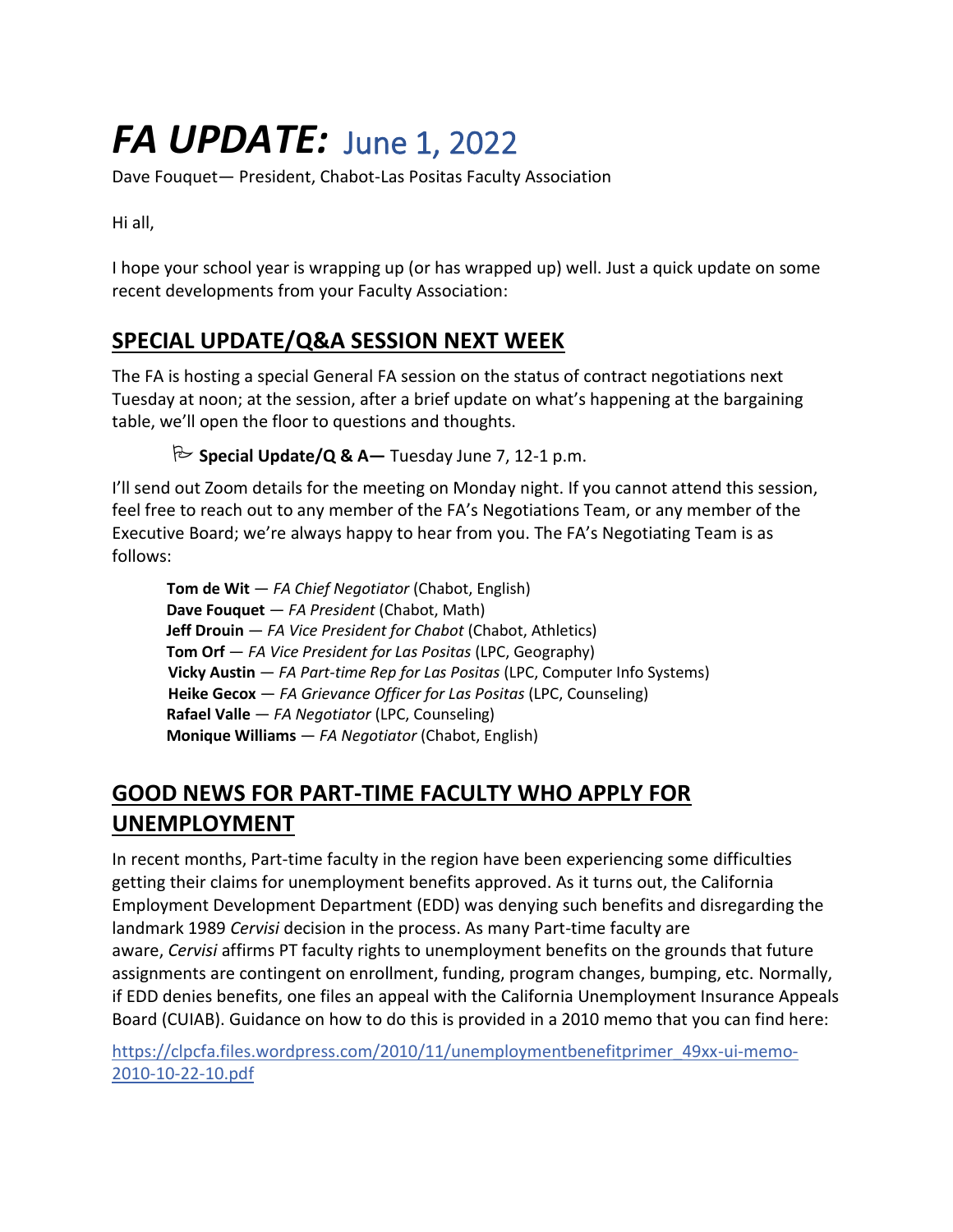# *FA UPDATE:* June 1, 2022

Dave Fouquet— President, Chabot-Las Positas Faculty Association

Hi all,

I hope your school year is wrapping up (or has wrapped up) well. Just a quick update on some recent developments from your Faculty Association:

## SPECIAL UPDATE/Q&A SESSION NEXT WEEK

The FA is hosting a special General FA session on the status of contract negotiations next Tuesday at noon; at the session, after a brief update on what's happening at the bargaining table, we'll open the floor to questions and thoughts.

> ⚐ **Special Update/Q & A—** Tuesday June 7, 12-1 p.m.

I'll send out Zoom details for the meeting on Monday night. If you cannot attend this session, feel free to reach out to any member of the FA's Negotiations Team, or any member of the Executive Board; we're always happy to hear from you. The FA's Negotiating Team is as follows:

- **Tom de Wit** — *FA Chief Negotiator* (Chabot, English)
- **Dave Fouquet** — *FA President* (Chabot, Math)
- **Jeff Drouin** — *FA Vice President for Chabot* (Chabot, Athletics)
- **Tom Orf** — *FA Vice President for Las Positas* (LPC, Geography)
- **Vicky Austin** — *FA Part-time Rep for Las Positas* (LPC, Computer Info Systems)
- **Heike Gecox** — *FA Grievance Officer for Las Positas* (LPC, Counseling)
- **Rafael Valle** — *FA Negotiator* (LPC, Counseling)
- **Monique Williams** — *FA Negotiator* (Chabot, English)

## GOOD NEWS FOR PART-TIME FACULTY WHO APPLY FOR UNEMPLOYMENT

In recent months, Part-time faculty in the region have been experiencing some difficulties getting their claims for unemployment benefits approved. As it turns out, the California Employment Development Department (EDD) was denying such benefits and disregarding the landmark 1989 *Cervisi* decision in the process. As many Part-time faculty are aware, *Cervisi* affirms PT faculty rights to unemployment benefits on the grounds that future assignments are contingent on enrollment, funding, program changes, bumping, etc. Normally, if EDD denies benefits, one files an appeal with the California Unemployment Insurance Appeals Board (CUIAB). Guidance on how to do this is provided in a 2010 memo that you can find here:

https://clpcfa.files.wordpress.com/2010/11/unemploymentbenefitprimer_49xx-ui-memo-2010-10-22-10.pdf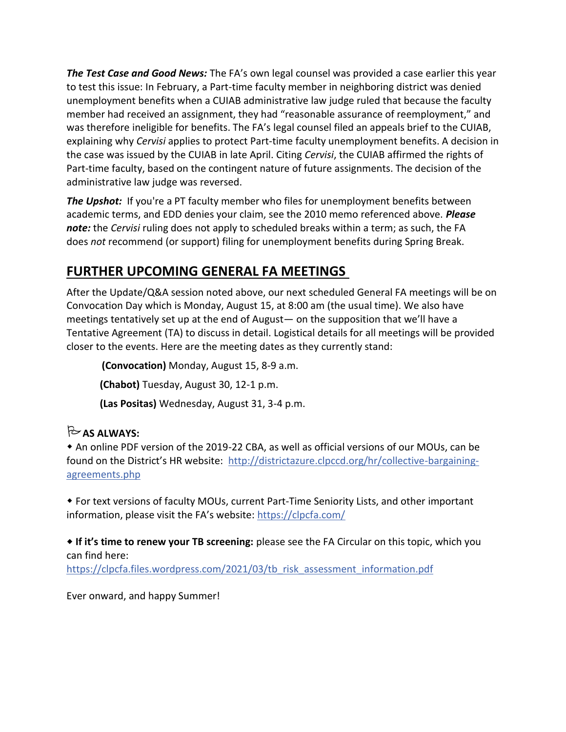***The Test Case and Good News:*** The FA's own legal counsel was provided a case earlier this year to test this issue: In February, a Part-time faculty member in neighboring district was denied unemployment benefits when a CUIAB administrative law judge ruled that because the faculty member had received an assignment, they had "reasonable assurance of reemployment," and was therefore ineligible for benefits. The FA's legal counsel filed an appeals brief to the CUIAB, explaining why *Cervisi* applies to protect Part-time faculty unemployment benefits. A decision in the case was issued by the CUIAB in late April. Citing *Cervisi*, the CUIAB affirmed the rights of Part-time faculty, based on the contingent nature of future assignments. The decision of the administrative law judge was reversed.

***The Upshot:*** If you're a PT faculty member who files for unemployment benefits between academic terms, and EDD denies your claim, see the 2010 memo referenced above. ***Please note:*** the *Cervisi* ruling does not apply to scheduled breaks within a term; as such, the FA does *not* recommend (or support) filing for unemployment benefits during Spring Break.

## FURTHER UPCOMING GENERAL FA MEETINGS

After the Update/Q&A session noted above, our next scheduled General FA meetings will be on Convocation Day which is Monday, August 15, at 8:00 am (the usual time). We also have meetings tentatively set up at the end of August— on the supposition that we'll have a Tentative Agreement (TA) to discuss in detail. Logistical details for all meetings will be provided closer to the events. Here are the meeting dates as they currently stand:

**(Convocation)** Monday, August 15, 8-9 a.m.

**(Chabot)** Tuesday, August 30, 12-1 p.m.

**(Las Positas)** Wednesday, August 31, 3-4 p.m.

**AS ALWAYS:**

- An online PDF version of the 2019-22 CBA, as well as official versions of our MOUs, can be found on the District's HR website: http://districtazure.clpccd.org/hr/collective-bargaining-agreements.php

- For text versions of faculty MOUs, current Part-Time Seniority Lists, and other important information, please visit the FA's website: https://clpcfa.com/

- **If it's time to renew your TB screening:** please see the FA Circular on this topic, which you can find here: https://clpcfa.files.wordpress.com/2021/03/tb_risk_assessment_information.pdf

Ever onward, and happy Summer!